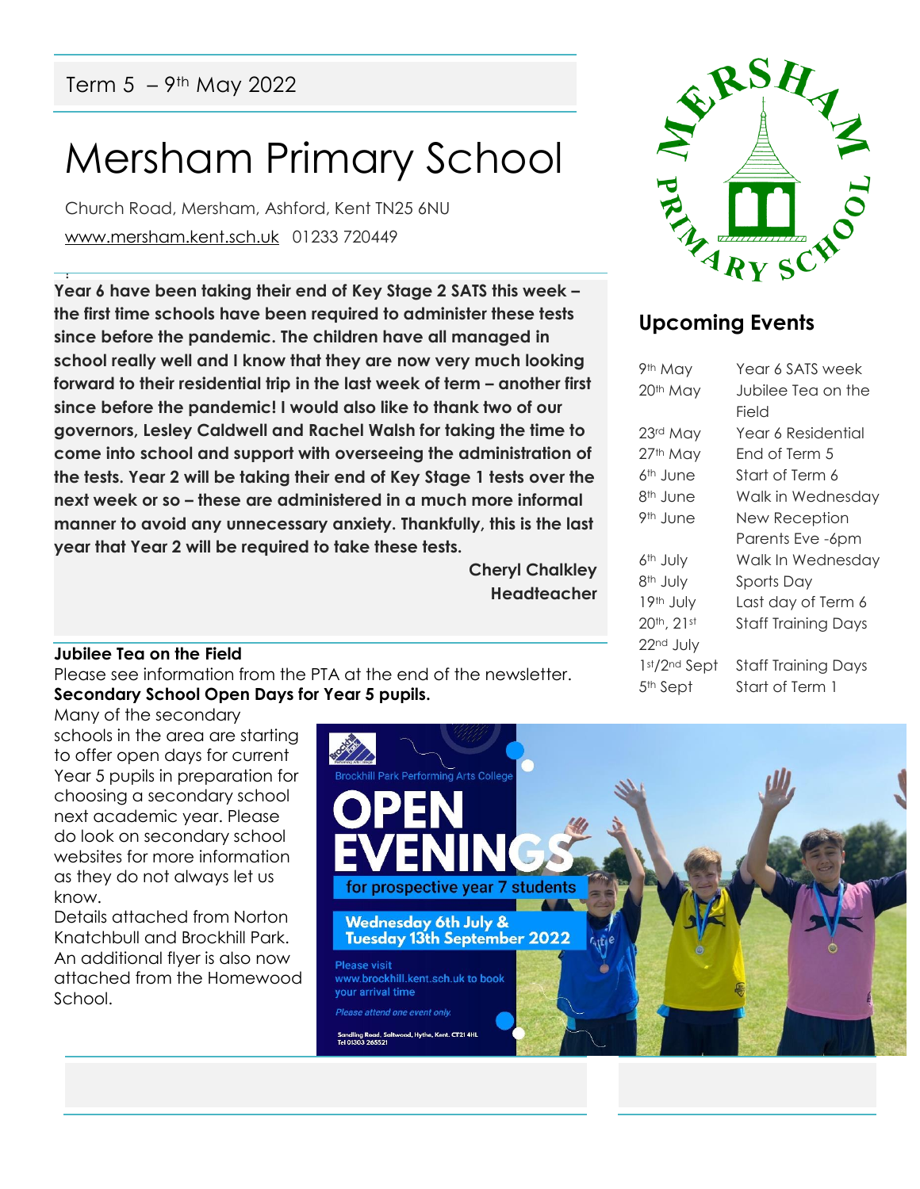Term 5 – 9th May 2022

# Mersham Primary School

Church Road, Mersham, Ashford, Kent TN25 6NU
www.mersham.kent.sch.uk 01233 720449

**Year 6 have been taking their end of Key Stage 2 SATS this week – the first time schools have been required to administer these tests since before the pandemic. The children have all managed in school really well and I know that they are now very much looking forward to their residential trip in the last week of term – another first since before the pandemic! I would also like to thank two of our governors, Lesley Caldwell and Rachel Walsh for taking the time to come into school and support with overseeing the administration of the tests. Year 2 will be taking their end of Key Stage 1 tests over the next week or so – these are administered in a much more informal manner to avoid any unnecessary anxiety. Thankfully, this is the last year that Year 2 will be required to take these tests.**

**Cheryl Chalkley**
**Headteacher**

**Jubilee Tea on the Field**

Please see information from the PTA at the end of the newsletter.

**Secondary School Open Days for Year 5 pupils.**

Many of the secondary schools in the area are starting to offer open days for current Year 5 pupils in preparation for choosing a secondary school next academic year. Please do look on secondary school websites for more information as they do not always let us know.

Details attached from Norton Knatchbull and Brockhill Park. An additional flyer is also now attached from the Homewood School.

Brockhill Park Performing Arts College

OPEN EVENINGS for prospective year 7 students

Wednesday 6th July & Tuesday 13th September 2022

Please visit www.brockhill.kent.sch.uk to book your arrival time

*Please attend one event only.*

Sandling Road, Saltwood, Hythe, Kent. CT21 4HL
Tel 01303 265521

## Upcoming Events

| Date | Event |
|---|---|
| 9th May | Year 6 SATS week |
| 20th May | Jubilee Tea on the Field |
| 23rd May | Year 6 Residential |
| 27th May | End of Term 5 |
| 6th June | Start of Term 6 |
| 8th June | Walk in Wednesday |
| 9th June | New Reception Parents Eve -6pm |
| 6th July | Walk In Wednesday |
| 8th July | Sports Day |
| 19th July | Last day of Term 6 |
| 20th, 21st 22nd July | Staff Training Days |
| 1st/2nd Sept | Staff Training Days |
| 5th Sept | Start of Term 1 |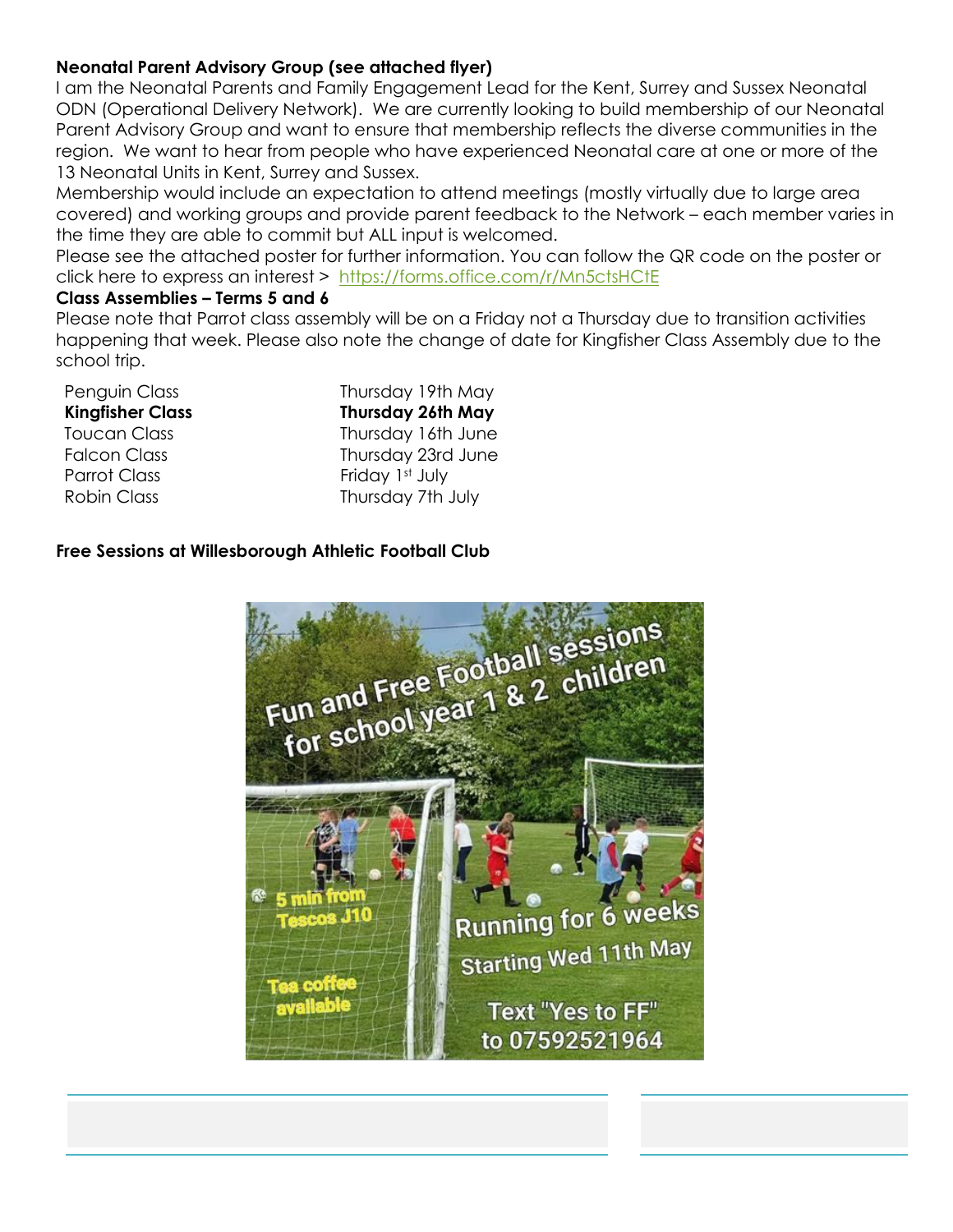**Neonatal Parent Advisory Group (see attached flyer)**

I am the Neonatal Parents and Family Engagement Lead for the Kent, Surrey and Sussex Neonatal ODN (Operational Delivery Network). We are currently looking to build membership of our Neonatal Parent Advisory Group and want to ensure that membership reflects the diverse communities in the region. We want to hear from people who have experienced Neonatal care at one or more of the 13 Neonatal Units in Kent, Surrey and Sussex.

Membership would include an expectation to attend meetings (mostly virtually due to large area covered) and working groups and provide parent feedback to the Network – each member varies in the time they are able to commit but ALL input is welcomed.

Please see the attached poster for further information. You can follow the QR code on the poster or click here to express an interest > https://forms.office.com/r/Mn5ctsHCtE

**Class Assemblies – Terms 5 and 6**

Please note that Parrot class assembly will be on a Friday not a Thursday due to transition activities happening that week. Please also note the change of date for Kingfisher Class Assembly due to the school trip.

| | |
|---|---|
| Penguin Class | Thursday 19th May |
| **Kingfisher Class** | **Thursday 26th May** |
| Toucan Class | Thursday 16th June |
| Falcon Class | Thursday 23rd June |
| Parrot Class | Friday 1st July |
| Robin Class | Thursday 7th July |

**Free Sessions at Willesborough Athletic Football Club**

Fun and Free Football sessions for school year 1 & 2 children

5 min from Tescos J10

Tea coffee available

Running for 6 weeks

Starting Wed 11th May

Text "Yes to FF" to 07592521964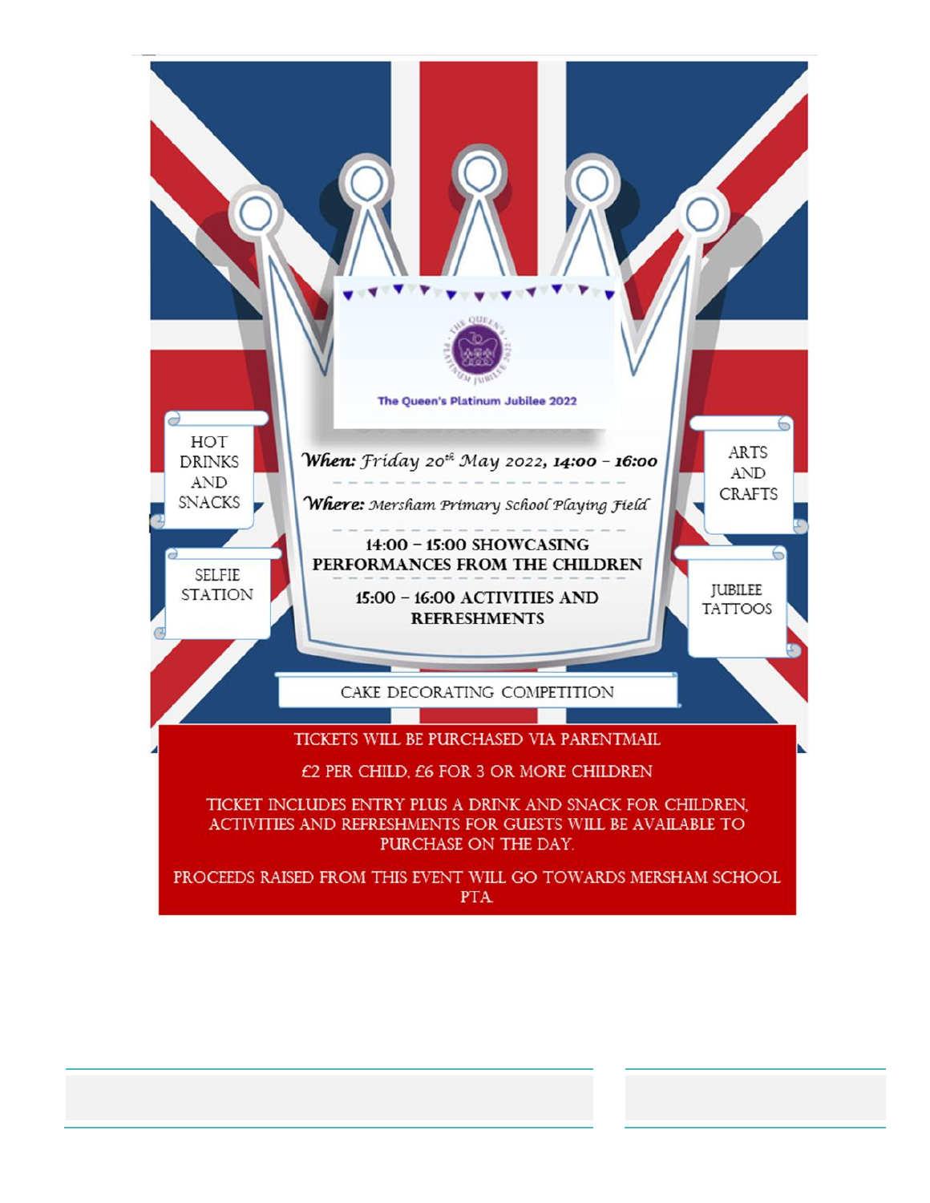The Queen's Platinum Jubilee 2022

**When:** *Friday 20th May 2022, **14:00 – 16:00***

**Where:** *Mersham Primary School Playing Field*

**14:00 – 15:00 SHOWCASING PERFORMANCES FROM THE CHILDREN**

**15:00 – 16:00 ACTIVITIES AND REFRESHMENTS**

HOT DRINKS AND SNACKS

SELFIE STATION

ARTS AND CRAFTS

JUBILEE TATTOOS

CAKE DECORATING COMPETITION

TICKETS WILL BE PURCHASED VIA PARENTMAIL

£2 PER CHILD, £6 FOR 3 OR MORE CHILDREN

TICKET INCLUDES ENTRY PLUS A DRINK AND SNACK FOR CHILDREN. ACTIVITIES AND REFRESHMENTS FOR GUESTS WILL BE AVAILABLE TO PURCHASE ON THE DAY.

PROCEEDS RAISED FROM THIS EVENT WILL GO TOWARDS MERSHAM SCHOOL PTA.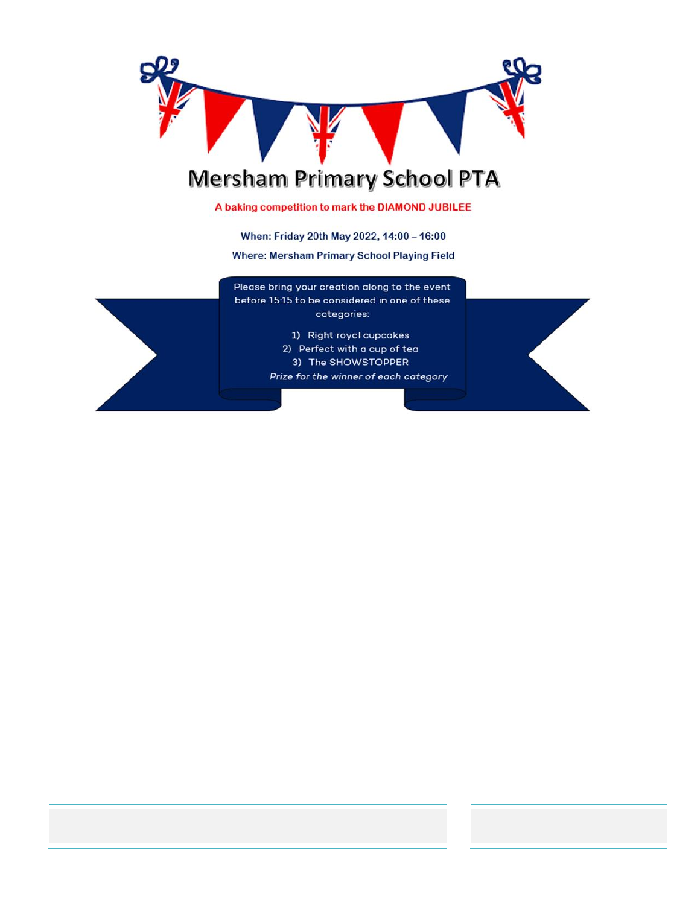# Mersham Primary School PTA

**A baking competition to mark the DIAMOND JUBILEE**

**When: Friday 20th May 2022, 14:00 – 16:00**

**Where: Mersham Primary School Playing Field**

Please bring your creation along to the event before 15:15 to be considered in one of these categories:

1) Right royal cupcakes
2) Perfect with a cup of tea
3) The SHOWSTOPPER

*Prize for the winner of each category*